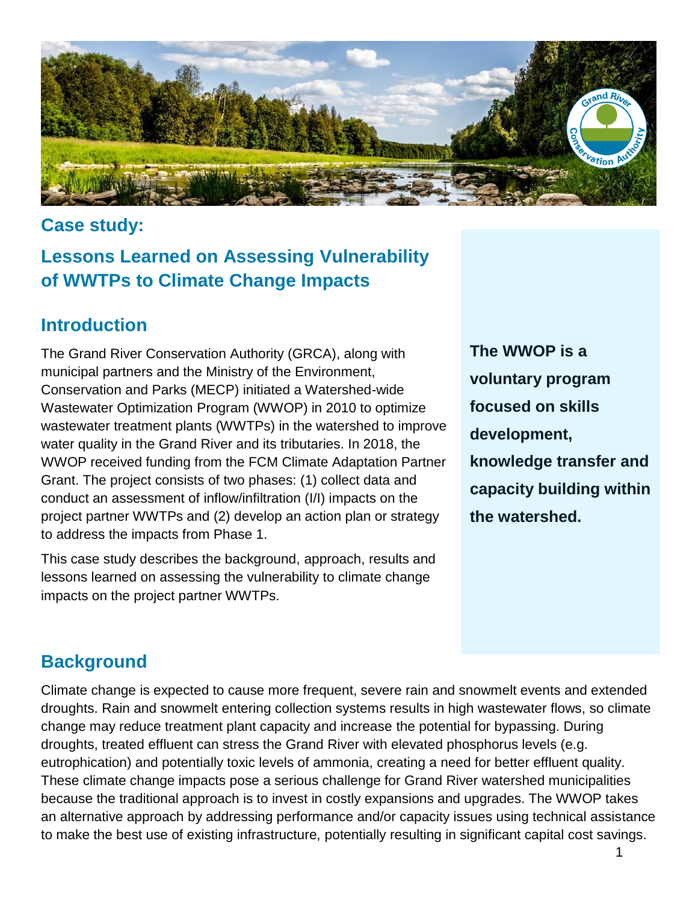## Case study:

# Lessons Learned on Assessing Vulnerability of WWTPs to Climate Change Impacts

## Introduction

The Grand River Conservation Authority (GRCA), along with municipal partners and the Ministry of the Environment, Conservation and Parks (MECP) initiated a Watershed-wide Wastewater Optimization Program (WWOP) in 2010 to optimize wastewater treatment plants (WWTPs) in the watershed to improve water quality in the Grand River and its tributaries. In 2018, the WWOP received funding from the FCM Climate Adaptation Partner Grant. The project consists of two phases: (1) collect data and conduct an assessment of inflow/infiltration (I/I) impacts on the project partner WWTPs and (2) develop an action plan or strategy to address the impacts from Phase 1.

This case study describes the background, approach, results and lessons learned on assessing the vulnerability to climate change impacts on the project partner WWTPs.

**The WWOP is a voluntary program focused on skills development, knowledge transfer and capacity building within the watershed.**

## Background

Climate change is expected to cause more frequent, severe rain and snowmelt events and extended droughts. Rain and snowmelt entering collection systems results in high wastewater flows, so climate change may reduce treatment plant capacity and increase the potential for bypassing. During droughts, treated effluent can stress the Grand River with elevated phosphorus levels (e.g. eutrophication) and potentially toxic levels of ammonia, creating a need for better effluent quality. These climate change impacts pose a serious challenge for Grand River watershed municipalities because the traditional approach is to invest in costly expansions and upgrades. The WWOP takes an alternative approach by addressing performance and/or capacity issues using technical assistance to make the best use of existing infrastructure, potentially resulting in significant capital cost savings.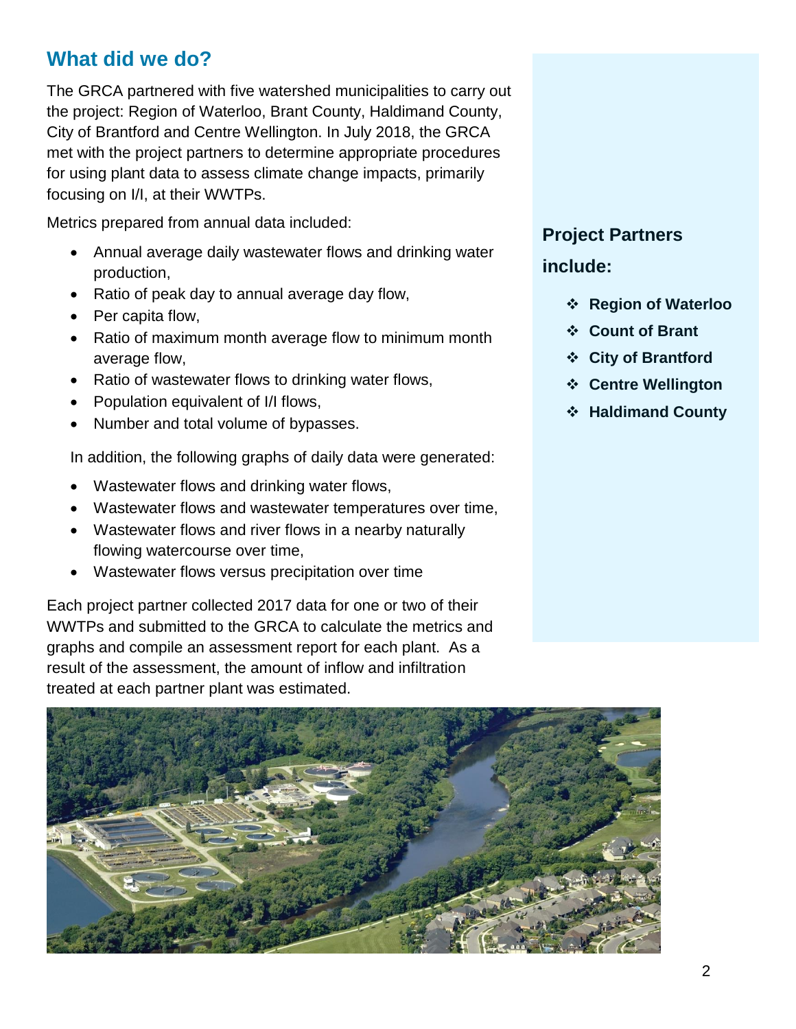## What did we do?

The GRCA partnered with five watershed municipalities to carry out the project: Region of Waterloo, Brant County, Haldimand County, City of Brantford and Centre Wellington. In July 2018, the GRCA met with the project partners to determine appropriate procedures for using plant data to assess climate change impacts, primarily focusing on I/I, at their WWTPs.

Metrics prepared from annual data included:

- Annual average daily wastewater flows and drinking water production,
- Ratio of peak day to annual average day flow,
- Per capita flow,
- Ratio of maximum month average flow to minimum month average flow,
- Ratio of wastewater flows to drinking water flows,
- Population equivalent of I/I flows,
- Number and total volume of bypasses.

In addition, the following graphs of daily data were generated:

- Wastewater flows and drinking water flows,
- Wastewater flows and wastewater temperatures over time,
- Wastewater flows and river flows in a nearby naturally flowing watercourse over time,
- Wastewater flows versus precipitation over time

Each project partner collected 2017 data for one or two of their WWTPs and submitted to the GRCA to calculate the metrics and graphs and compile an assessment report for each plant. As a result of the assessment, the amount of inflow and infiltration treated at each partner plant was estimated.

**Project Partners include:**

- **Region of Waterloo**
- **Count of Brant**
- **City of Brantford**
- **Centre Wellington**
- **Haldimand County**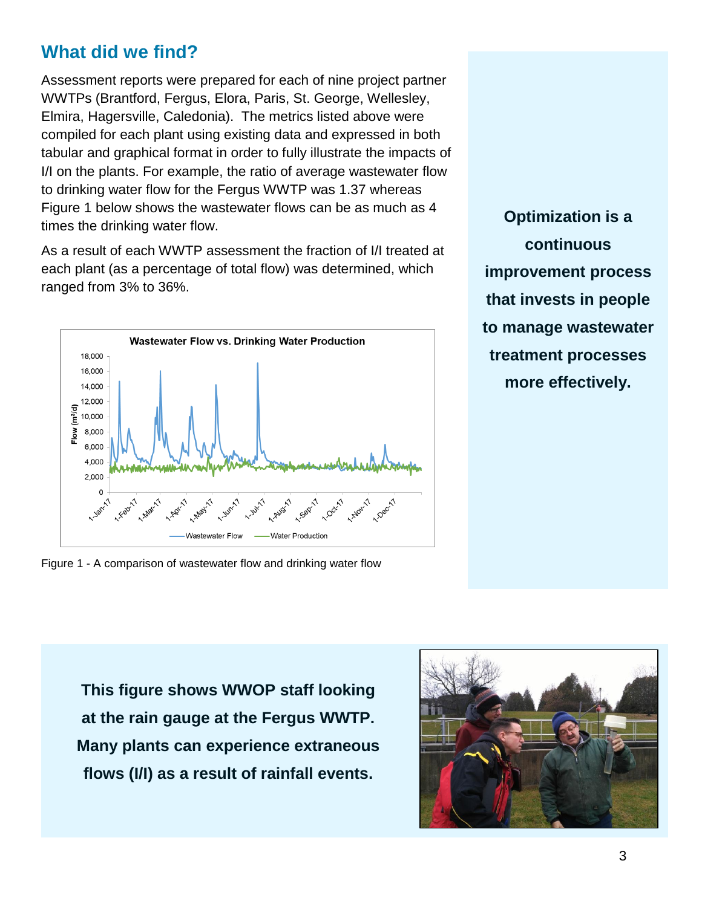## What did we find?

Assessment reports were prepared for each of nine project partner WWTPs (Brantford, Fergus, Elora, Paris, St. George, Wellesley, Elmira, Hagersville, Caledonia). The metrics listed above were compiled for each plant using existing data and expressed in both tabular and graphical format in order to fully illustrate the impacts of I/I on the plants. For example, the ratio of average wastewater flow to drinking water flow for the Fergus WWTP was 1.37 whereas Figure 1 below shows the wastewater flows can be as much as 4 times the drinking water flow.

As a result of each WWTP assessment the fraction of I/I treated at each plant (as a percentage of total flow) was determined, which ranged from 3% to 36%.

Figure 1 - A comparison of wastewater flow and drinking water flow

**Optimization is a continuous improvement process that invests in people to manage wastewater treatment processes more effectively.**

**This figure shows WWOP staff looking at the rain gauge at the Fergus WWTP. Many plants can experience extraneous flows (I/I) as a result of rainfall events.**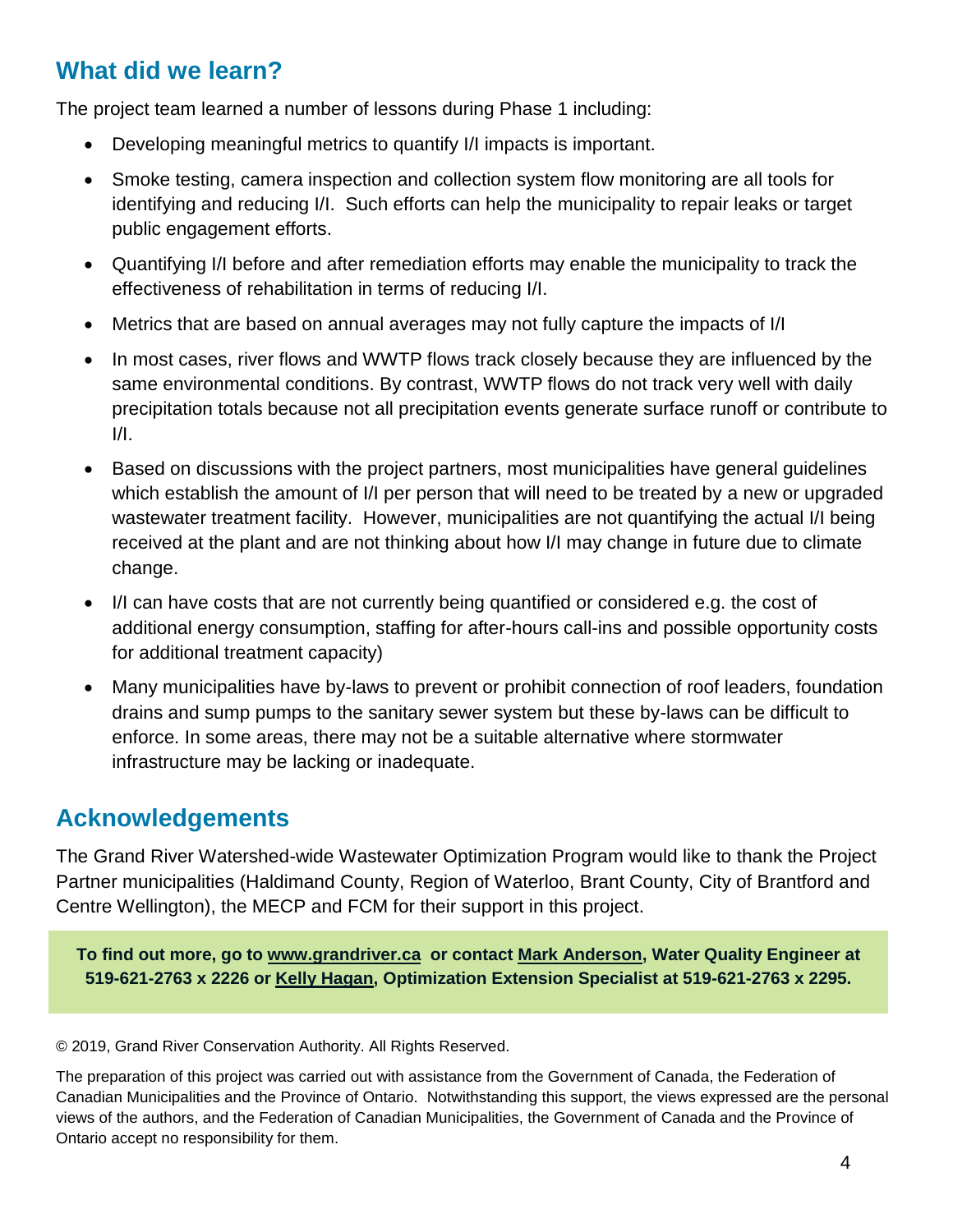## What did we learn?

The project team learned a number of lessons during Phase 1 including:

- Developing meaningful metrics to quantify I/I impacts is important.
- Smoke testing, camera inspection and collection system flow monitoring are all tools for identifying and reducing I/I. Such efforts can help the municipality to repair leaks or target public engagement efforts.
- Quantifying I/I before and after remediation efforts may enable the municipality to track the effectiveness of rehabilitation in terms of reducing I/I.
- Metrics that are based on annual averages may not fully capture the impacts of I/I
- In most cases, river flows and WWTP flows track closely because they are influenced by the same environmental conditions. By contrast, WWTP flows do not track very well with daily precipitation totals because not all precipitation events generate surface runoff or contribute to I/I.
- Based on discussions with the project partners, most municipalities have general guidelines which establish the amount of I/I per person that will need to be treated by a new or upgraded wastewater treatment facility. However, municipalities are not quantifying the actual I/I being received at the plant and are not thinking about how I/I may change in future due to climate change.
- I/I can have costs that are not currently being quantified or considered e.g. the cost of additional energy consumption, staffing for after-hours call-ins and possible opportunity costs for additional treatment capacity)
- Many municipalities have by-laws to prevent or prohibit connection of roof leaders, foundation drains and sump pumps to the sanitary sewer system but these by-laws can be difficult to enforce. In some areas, there may not be a suitable alternative where stormwater infrastructure may be lacking or inadequate.

## Acknowledgements

The Grand River Watershed-wide Wastewater Optimization Program would like to thank the Project Partner municipalities (Haldimand County, Region of Waterloo, Brant County, City of Brantford and Centre Wellington), the MECP and FCM for their support in this project.

**To find out more, go to www.grandriver.ca or contact Mark Anderson, Water Quality Engineer at 519-621-2763 x 2226 or Kelly Hagan, Optimization Extension Specialist at 519-621-2763 x 2295.**

© 2019, Grand River Conservation Authority. All Rights Reserved.

The preparation of this project was carried out with assistance from the Government of Canada, the Federation of Canadian Municipalities and the Province of Ontario. Notwithstanding this support, the views expressed are the personal views of the authors, and the Federation of Canadian Municipalities, the Government of Canada and the Province of Ontario accept no responsibility for them.